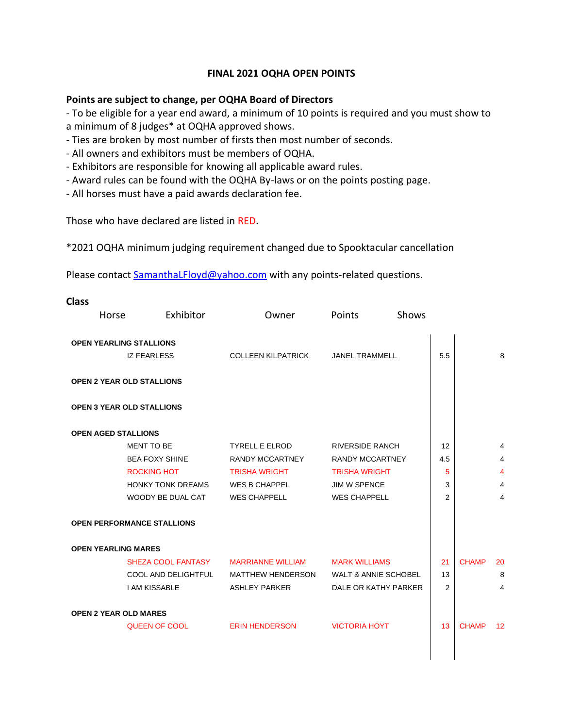# FINAL 2021 OQHA OPEN POINTS

**Points are subject to change, per OQHA Board of Directors**

- To be eligible for a year end award, a minimum of 10 points is required and you must show to a minimum of 8 judges* at OQHA approved shows.
- Ties are broken by most number of firsts then most number of seconds.
- All owners and exhibitors must be members of OQHA.
- Exhibitors are responsible for knowing all applicable award rules.
- Award rules can be found with the OQHA By-laws or on the points posting page.
- All horses must have a paid awards declaration fee.

Those who have declared are listed in RED.

*2021 OQHA minimum judging requirement changed due to Spooktacular cancellation

Please contact SamanthaLFloyd@yahoo.com with any points-related questions.

| Class | Horse | Exhibitor | Owner | Points | | Shows |
|---|---|---|---|---|---|---|
| **OPEN YEARLING STALLIONS** | | | | | | |
| | IZ FEARLESS | COLLEEN KILPATRICK | JANEL TRAMMELL | 5.5 | | 8 |
| **OPEN 2 YEAR OLD STALLIONS** | | | | | | |
| **OPEN 3 YEAR OLD STALLIONS** | | | | | | |
| **OPEN AGED STALLIONS** | | | | | | |
| | MENT TO BE | TYRELL E ELROD | RIVERSIDE RANCH | 12 | | 4 |
| | BEA FOXY SHINE | RANDY MCCARTNEY | RANDY MCCARTNEY | 4.5 | | 4 |
| | ROCKING HOT | TRISHA WRIGHT | TRISHA WRIGHT | 5 | | 4 |
| | HONKY TONK DREAMS | WES B CHAPPEL | JIM W SPENCE | 3 | | 4 |
| | WOODY BE DUAL CAT | WES CHAPPELL | WES CHAPPELL | 2 | | 4 |
| **OPEN PERFORMANCE STALLIONS** | | | | | | |
| **OPEN YEARLING MARES** | | | | | | |
| | SHEZA COOL FANTASY | MARRIANNE WILLIAM | MARK WILLIAMS | 21 | CHAMP | 20 |
| | COOL AND DELIGHTFUL | MATTHEW HENDERSON | WALT & ANNIE SCHOBEL | 13 | | 8 |
| | I AM KISSABLE | ASHLEY PARKER | DALE OR KATHY PARKER | 2 | | 4 |
| **OPEN 2 YEAR OLD MARES** | | | | | | |
| | QUEEN OF COOL | ERIN HENDERSON | VICTORIA HOYT | 13 | CHAMP | 12 |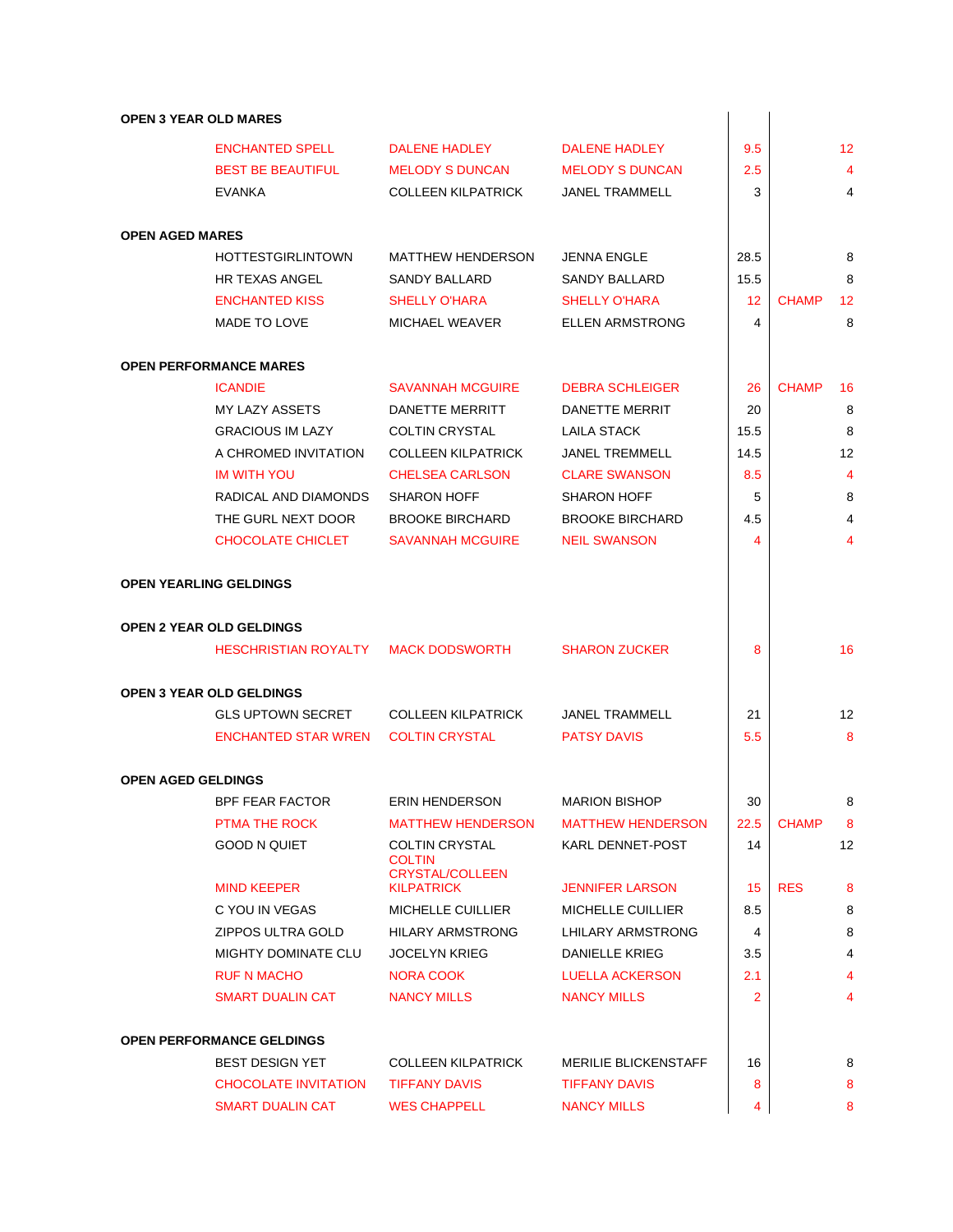**OPEN 3 YEAR OLD MARES**

| Horse | Exhibitor | Owner | Points | Award | |
|---|---|---|---|---|---|
| ENCHANTED SPELL | DALENE HADLEY | DALENE HADLEY | 9.5 | | 12 |
| BEST BE BEAUTIFUL | MELODY S DUNCAN | MELODY S DUNCAN | 2.5 | | 4 |
| EVANKA | COLLEEN KILPATRICK | JANEL TRAMMELL | 3 | | 4 |

**OPEN AGED MARES**

| Horse | Exhibitor | Owner | Points | Award | |
|---|---|---|---|---|---|
| HOTTESTGIRLINTOWN | MATTHEW HENDERSON | JENNA ENGLE | 28.5 | | 8 |
| HR TEXAS ANGEL | SANDY BALLARD | SANDY BALLARD | 15.5 | | 8 |
| ENCHANTED KISS | SHELLY O'HARA | SHELLY O'HARA | 12 | CHAMP | 12 |
| MADE TO LOVE | MICHAEL WEAVER | ELLEN ARMSTRONG | 4 | | 8 |

**OPEN PERFORMANCE MARES**

| Horse | Exhibitor | Owner | Points | Award | |
|---|---|---|---|---|---|
| ICANDIE | SAVANNAH MCGUIRE | DEBRA SCHLEIGER | 26 | CHAMP | 16 |
| MY LAZY ASSETS | DANETTE MERRITT | DANETTE MERRIT | 20 | | 8 |
| GRACIOUS IM LAZY | COLTIN CRYSTAL | LAILA STACK | 15.5 | | 8 |
| A CHROMED INVITATION | COLLEEN KILPATRICK | JANEL TREMMELL | 14.5 | | 12 |
| IM WITH YOU | CHELSEA CARLSON | CLARE SWANSON | 8.5 | | 4 |
| RADICAL AND DIAMONDS | SHARON HOFF | SHARON HOFF | 5 | | 8 |
| THE GURL NEXT DOOR | BROOKE BIRCHARD | BROOKE BIRCHARD | 4.5 | | 4 |
| CHOCOLATE CHICLET | SAVANNAH MCGUIRE | NEIL SWANSON | 4 | | 4 |

**OPEN YEARLING GELDINGS**

**OPEN 2 YEAR OLD GELDINGS**

| Horse | Exhibitor | Owner | Points | Award | |
|---|---|---|---|---|---|
| HESCHRISTIAN ROYALTY | MACK DODSWORTH | SHARON ZUCKER | 8 | | 16 |

**OPEN 3 YEAR OLD GELDINGS**

| Horse | Exhibitor | Owner | Points | Award | |
|---|---|---|---|---|---|
| GLS UPTOWN SECRET | COLLEEN KILPATRICK | JANEL TRAMMELL | 21 | | 12 |
| ENCHANTED STAR WREN | COLTIN CRYSTAL | PATSY DAVIS | 5.5 | | 8 |

**OPEN AGED GELDINGS**

| Horse | Exhibitor | Owner | Points | Award | |
|---|---|---|---|---|---|
| BPF FEAR FACTOR | ERIN HENDERSON | MARION BISHOP | 30 | | 8 |
| PTMA THE ROCK | MATTHEW HENDERSON | MATTHEW HENDERSON | 22.5 | CHAMP | 8 |
| GOOD N QUIET | COLTIN CRYSTAL | KARL DENNET-POST | 14 | | 12 |
| MIND KEEPER | COLTIN CRYSTAL/COLLEEN KILPATRICK | JENNIFER LARSON | 15 | RES | 8 |
| C YOU IN VEGAS | MICHELLE CUILLIER | MICHELLE CUILLIER | 8.5 | | 8 |
| ZIPPOS ULTRA GOLD | HILARY ARMSTRONG | LHILARY ARMSTRONG | 4 | | 8 |
| MIGHTY DOMINATE CLU | JOCELYN KRIEG | DANIELLE KRIEG | 3.5 | | 4 |
| RUF N MACHO | NORA COOK | LUELLA ACKERSON | 2.1 | | 4 |
| SMART DUALIN CAT | NANCY MILLS | NANCY MILLS | 2 | | 4 |

**OPEN PERFORMANCE GELDINGS**

| Horse | Exhibitor | Owner | Points | Award | |
|---|---|---|---|---|---|
| BEST DESIGN YET | COLLEEN KILPATRICK | MERILIE BLICKENSTAFF | 16 | | 8 |
| CHOCOLATE INVITATION | TIFFANY DAVIS | TIFFANY DAVIS | 8 | | 8 |
| SMART DUALIN CAT | WES CHAPPELL | NANCY MILLS | 4 | | 8 |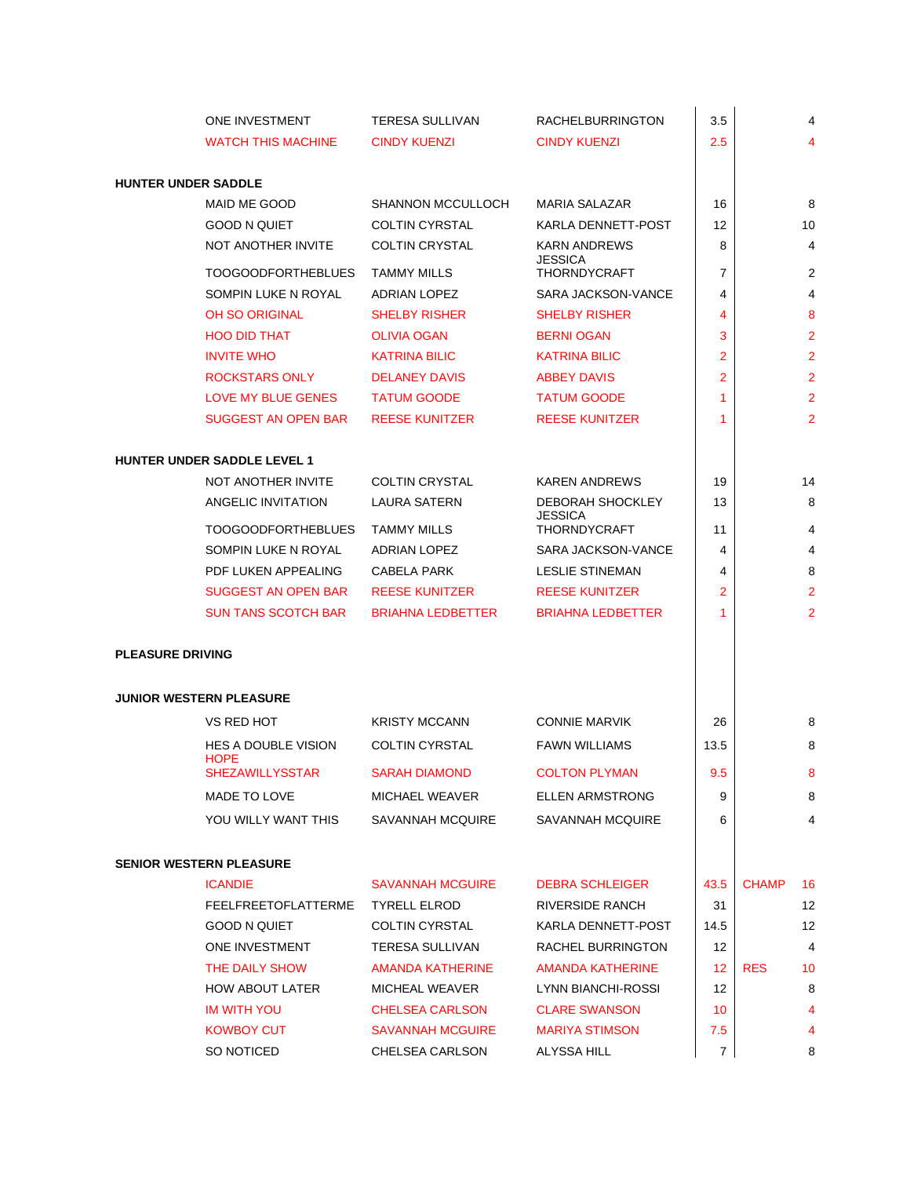| | | | | | |
|---|---|---|---|---|---|
| ONE INVESTMENT | TERESA SULLIVAN | RACHELBURRINGTON | 3.5 | | 4 |
| WATCH THIS MACHINE | CINDY KUENZI | CINDY KUENZI | 2.5 | | 4 |

**HUNTER UNDER SADDLE**

| | | | | | |
|---|---|---|---|---|---|
| MAID ME GOOD | SHANNON MCCULLOCH | MARIA SALAZAR | 16 | | 8 |
| GOOD N QUIET | COLTIN CYRSTAL | KARLA DENNETT-POST | 12 | | 10 |
| NOT ANOTHER INVITE | COLTIN CRYSTAL | KARN ANDREWS | 8 | | 4 |
| TOOGOODFORTHEBLUES | TAMMY MILLS | JESSICA THORNDYCRAFT | 7 | | 2 |
| SOMPIN LUKE N ROYAL | ADRIAN LOPEZ | SARA JACKSON-VANCE | 4 | | 4 |
| OH SO ORIGINAL | SHELBY RISHER | SHELBY RISHER | 4 | | 8 |
| HOO DID THAT | OLIVIA OGAN | BERNI OGAN | 3 | | 2 |
| INVITE WHO | KATRINA BILIC | KATRINA BILIC | 2 | | 2 |
| ROCKSTARS ONLY | DELANEY DAVIS | ABBEY DAVIS | 2 | | 2 |
| LOVE MY BLUE GENES | TATUM GOODE | TATUM GOODE | 1 | | 2 |
| SUGGEST AN OPEN BAR | REESE KUNITZER | REESE KUNITZER | 1 | | 2 |

**HUNTER UNDER SADDLE LEVEL 1**

| | | | | | |
|---|---|---|---|---|---|
| NOT ANOTHER INVITE | COLTIN CRYSTAL | KAREN ANDREWS | 19 | | 14 |
| ANGELIC INVITATION | LAURA SATERN | DEBORAH SHOCKLEY | 13 | | 8 |
| TOOGOODFORTHEBLUES | TAMMY MILLS | JESSICA THORNDYCRAFT | 11 | | 4 |
| SOMPIN LUKE N ROYAL | ADRIAN LOPEZ | SARA JACKSON-VANCE | 4 | | 4 |
| PDF LUKEN APPEALING | CABELA PARK | LESLIE STINEMAN | 4 | | 8 |
| SUGGEST AN OPEN BAR | REESE KUNITZER | REESE KUNITZER | 2 | | 2 |
| SUN TANS SCOTCH BAR | BRIAHNA LEDBETTER | BRIAHNA LEDBETTER | 1 | | 2 |

**PLEASURE DRIVING**

**JUNIOR WESTERN PLEASURE**

| | | | | | |
|---|---|---|---|---|---|
| VS RED HOT | KRISTY MCCANN | CONNIE MARVIK | 26 | | 8 |
| HES A DOUBLE VISION | COLTIN CYRSTAL | FAWN WILLIAMS | 13.5 | | 8 |
| HOPE SHEZAWILLYSSTAR | SARAH DIAMOND | COLTON PLYMAN | 9.5 | | 8 |
| MADE TO LOVE | MICHAEL WEAVER | ELLEN ARMSTRONG | 9 | | 8 |
| YOU WILLY WANT THIS | SAVANNAH MCQUIRE | SAVANNAH MCQUIRE | 6 | | 4 |

**SENIOR WESTERN PLEASURE**

| | | | | | |
|---|---|---|---|---|---|
| ICANDIE | SAVANNAH MCGUIRE | DEBRA SCHLEIGER | 43.5 | CHAMP | 16 |
| FEELFREETOFLATTERME | TYRELL ELROD | RIVERSIDE RANCH | 31 | | 12 |
| GOOD N QUIET | COLTIN CYRSTAL | KARLA DENNETT-POST | 14.5 | | 12 |
| ONE INVESTMENT | TERESA SULLIVAN | RACHEL BURRINGTON | 12 | | 4 |
| THE DAILY SHOW | AMANDA KATHERINE | AMANDA KATHERINE | 12 | RES | 10 |
| HOW ABOUT LATER | MICHEAL WEAVER | LYNN BIANCHI-ROSSI | 12 | | 8 |
| IM WITH YOU | CHELSEA CARLSON | CLARE SWANSON | 10 | | 4 |
| KOWBOY CUT | SAVANNAH MCGUIRE | MARIYA STIMSON | 7.5 | | 4 |
| SO NOTICED | CHELSEA CARLSON | ALYSSA HILL | 7 | | 8 |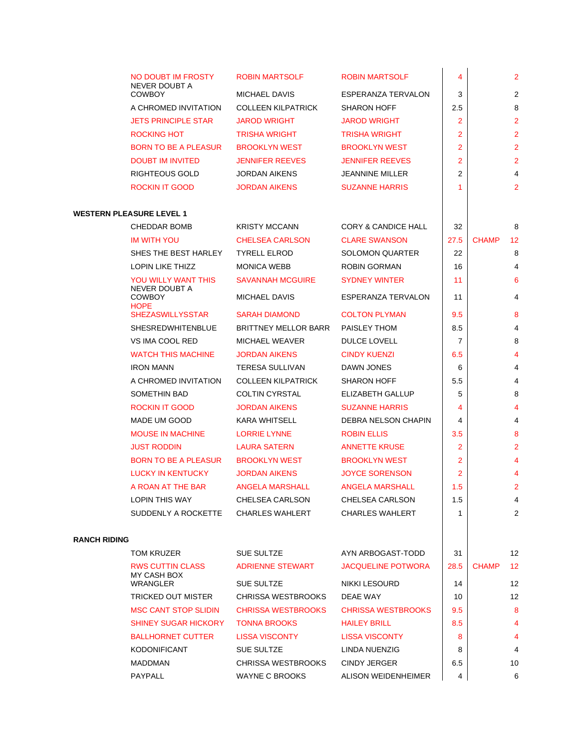| | | | | | |
|---|---|---|---|---|---|
| NO DOUBT IM FROSTY | ROBIN MARTSOLF | ROBIN MARTSOLF | 4 | | 2 |
| NEVER DOUBT A COWBOY | MICHAEL DAVIS | ESPERANZA TERVALON | 3 | | 2 |
| A CHROMED INVITATION | COLLEEN KILPATRICK | SHARON HOFF | 2.5 | | 8 |
| JETS PRINCIPLE STAR | JAROD WRIGHT | JAROD WRIGHT | 2 | | 2 |
| ROCKING HOT | TRISHA WRIGHT | TRISHA WRIGHT | 2 | | 2 |
| BORN TO BE A PLEASUR | BROOKLYN WEST | BROOKLYN WEST | 2 | | 2 |
| DOUBT IM INVITED | JENNIFER REEVES | JENNIFER REEVES | 2 | | 2 |
| RIGHTEOUS GOLD | JORDAN AIKENS | JEANNINE MILLER | 2 | | 4 |
| ROCKIN IT GOOD | JORDAN AIKENS | SUZANNE HARRIS | 1 | | 2 |

**WESTERN PLEASURE LEVEL 1**

| | | | | | |
|---|---|---|---|---|---|
| CHEDDAR BOMB | KRISTY MCCANN | CORY & CANDICE HALL | 32 | | 8 |
| IM WITH YOU | CHELSEA CARLSON | CLARE SWANSON | 27.5 | CHAMP | 12 |
| SHES THE BEST HARLEY | TYRELL ELROD | SOLOMON QUARTER | 22 | | 8 |
| LOPIN LIKE THIZZ | MONICA WEBB | ROBIN GORMAN | 16 | | 4 |
| YOU WILLY WANT THIS | SAVANNAH MCGUIRE | SYDNEY WINTER | 11 | | 6 |
| NEVER DOUBT A COWBOY | MICHAEL DAVIS | ESPERANZA TERVALON | 11 | | 4 |
| HOPE SHEZASWILLYSSTAR | SARAH DIAMOND | COLTON PLYMAN | 9.5 | | 8 |
| SHESREDWHITENBLUE | BRITTNEY MELLOR BARR | PAISLEY THOM | 8.5 | | 4 |
| VS IMA COOL RED | MICHAEL WEAVER | DULCE LOVELL | 7 | | 8 |
| WATCH THIS MACHINE | JORDAN AIKENS | CINDY KUENZI | 6.5 | | 4 |
| IRON MANN | TERESA SULLIVAN | DAWN JONES | 6 | | 4 |
| A CHROMED INVITATION | COLLEEN KILPATRICK | SHARON HOFF | 5.5 | | 4 |
| SOMETHIN BAD | COLTIN CYRSTAL | ELIZABETH GALLUP | 5 | | 8 |
| ROCKIN IT GOOD | JORDAN AIKENS | SUZANNE HARRIS | 4 | | 4 |
| MADE UM GOOD | KARA WHITSELL | DEBRA NELSON CHAPIN | 4 | | 4 |
| MOUSE IN MACHINE | LORRIE LYNNE | ROBIN ELLIS | 3.5 | | 8 |
| JUST RODDIN | LAURA SATERN | ANNETTE KRUSE | 2 | | 2 |
| BORN TO BE A PLEASUR | BROOKLYN WEST | BROOKLYN WEST | 2 | | 4 |
| LUCKY IN KENTUCKY | JORDAN AIKENS | JOYCE SORENSON | 2 | | 4 |
| A ROAN AT THE BAR | ANGELA MARSHALL | ANGELA MARSHALL | 1.5 | | 2 |
| LOPIN THIS WAY | CHELSEA CARLSON | CHELSEA CARLSON | 1.5 | | 4 |
| SUDDENLY A ROCKETTE | CHARLES WAHLERT | CHARLES WAHLERT | 1 | | 2 |

**RANCH RIDING**

| | | | | | |
|---|---|---|---|---|---|
| TOM KRUZER | SUE SULTZE | AYN ARBOGAST-TODD | 31 | | 12 |
| RWS CUTTIN CLASS | ADRIENNE STEWART | JACQUELINE POTWORA | 28.5 | CHAMP | 12 |
| MY CASH BOX WRANGLER | SUE SULTZE | NIKKI LESOURD | 14 | | 12 |
| TRICKED OUT MISTER | CHRISSA WESTBROOKS | DEAE WAY | 10 | | 12 |
| MSC CANT STOP SLIDIN | CHRISSA WESTBROOKS | CHRISSA WESTBROOKS | 9.5 | | 8 |
| SHINEY SUGAR HICKORY | TONNA BROOKS | HAILEY BRILL | 8.5 | | 4 |
| BALLHORNET CUTTER | LISSA VISCONTY | LISSA VISCONTY | 8 | | 4 |
| KODONIFICANT | SUE SULTZE | LINDA NUENZIG | 8 | | 4 |
| MADDMAN | CHRISSA WESTBROOKS | CINDY JERGER | 6.5 | | 10 |
| PAYPALL | WAYNE C BROOKS | ALISON WEIDENHEIMER | 4 | | 6 |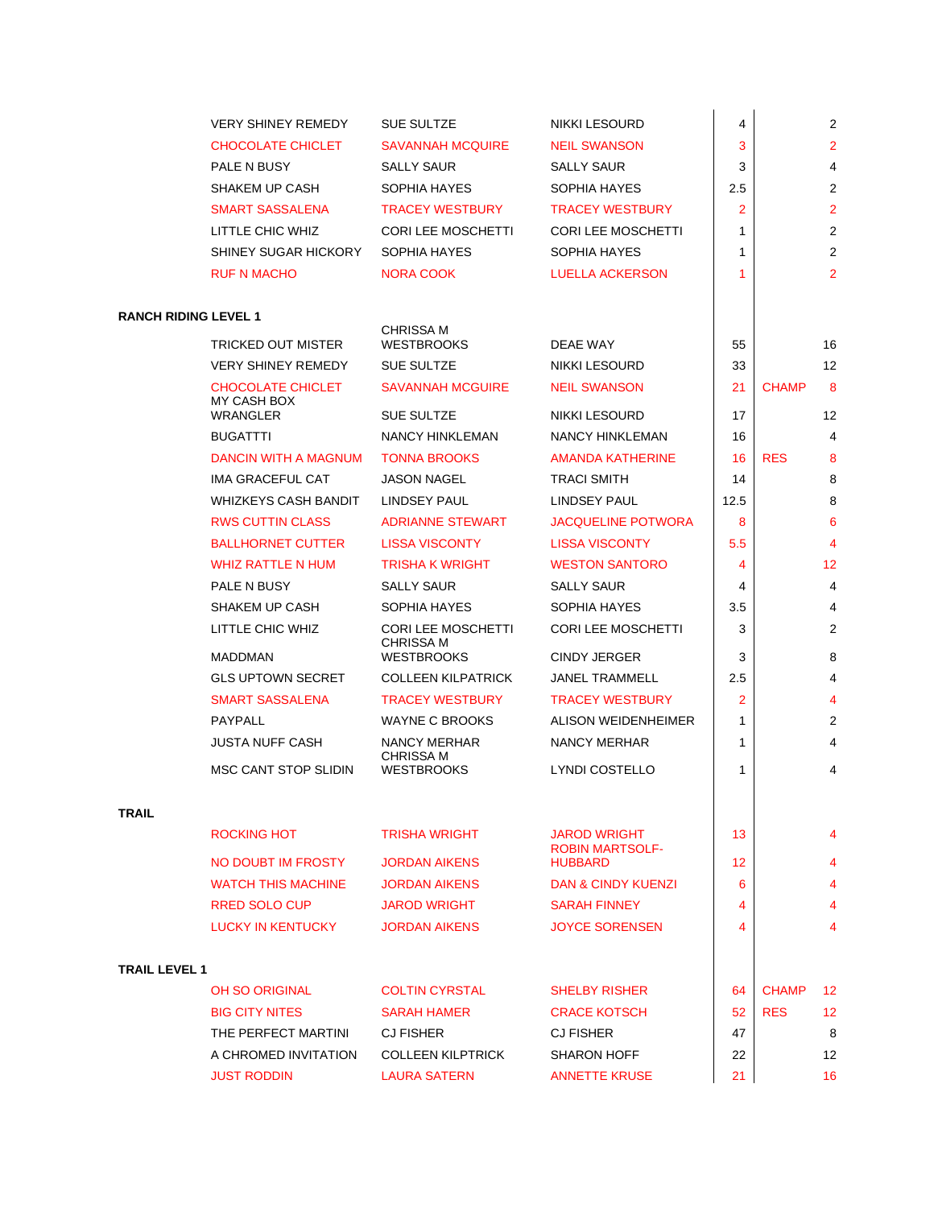| Horse | Owner | Rider | Points | Award | Entries |
|---|---|---|---|---|---|
| VERY SHINEY REMEDY | SUE SULTZE | NIKKI LESOURD | 4 | | 2 |
| CHOCOLATE CHICLET | SAVANNAH MCQUIRE | NEIL SWANSON | 3 | | 2 |
| PALE N BUSY | SALLY SAUR | SALLY SAUR | 3 | | 4 |
| SHAKEM UP CASH | SOPHIA HAYES | SOPHIA HAYES | 2.5 | | 2 |
| SMART SASSALENA | TRACEY WESTBURY | TRACEY WESTBURY | 2 | | 2 |
| LITTLE CHIC WHIZ | CORI LEE MOSCHETTI | CORI LEE MOSCHETTI | 1 | | 2 |
| SHINEY SUGAR HICKORY | SOPHIA HAYES | SOPHIA HAYES | 1 | | 2 |
| RUF N MACHO | NORA COOK | LUELLA ACKERSON | 1 | | 2 |

**RANCH RIDING LEVEL 1**

| Horse | Owner | Rider | Points | Award | Entries |
|---|---|---|---|---|---|
| TRICKED OUT MISTER | CHRISSA M WESTBROOKS | DEAE WAY | 55 | | 16 |
| VERY SHINEY REMEDY | SUE SULTZE | NIKKI LESOURD | 33 | | 12 |
| CHOCOLATE CHICLET | SAVANNAH MCGUIRE | NEIL SWANSON | 21 | CHAMP | 8 |
| MY CASH BOX WRANGLER | SUE SULTZE | NIKKI LESOURD | 17 | | 12 |
| BUGATTTI | NANCY HINKLEMAN | NANCY HINKLEMAN | 16 | | 4 |
| DANCIN WITH A MAGNUM | TONNA BROOKS | AMANDA KATHERINE | 16 | RES | 8 |
| IMA GRACEFUL CAT | JASON NAGEL | TRACI SMITH | 14 | | 8 |
| WHIZKEYS CASH BANDIT | LINDSEY PAUL | LINDSEY PAUL | 12.5 | | 8 |
| RWS CUTTIN CLASS | ADRIANNE STEWART | JACQUELINE POTWORA | 8 | | 6 |
| BALLHORNET CUTTER | LISSA VISCONTY | LISSA VISCONTY | 5.5 | | 4 |
| WHIZ RATTLE N HUM | TRISHA K WRIGHT | WESTON SANTORO | 4 | | 12 |
| PALE N BUSY | SALLY SAUR | SALLY SAUR | 4 | | 4 |
| SHAKEM UP CASH | SOPHIA HAYES | SOPHIA HAYES | 3.5 | | 4 |
| LITTLE CHIC WHIZ | CORI LEE MOSCHETTI | CORI LEE MOSCHETTI | 3 | | 2 |
| MADDMAN | CHRISSA M WESTBROOKS | CINDY JERGER | 3 | | 8 |
| GLS UPTOWN SECRET | COLLEEN KILPATRICK | JANEL TRAMMELL | 2.5 | | 4 |
| SMART SASSALENA | TRACEY WESTBURY | TRACEY WESTBURY | 2 | | 4 |
| PAYPALL | WAYNE C BROOKS | ALISON WEIDENHEIMER | 1 | | 2 |
| JUSTA NUFF CASH | NANCY MERHAR | NANCY MERHAR | 1 | | 4 |
| MSC CANT STOP SLIDIN | CHRISSA M WESTBROOKS | LYNDI COSTELLO | 1 | | 4 |

**TRAIL**

| Horse | Owner | Rider | Points | Award | Entries |
|---|---|---|---|---|---|
| ROCKING HOT | TRISHA WRIGHT | JAROD WRIGHT | 13 | | 4 |
| NO DOUBT IM FROSTY | JORDAN AIKENS | ROBIN MARTSOLF-HUBBARD | 12 | | 4 |
| WATCH THIS MACHINE | JORDAN AIKENS | DAN & CINDY KUENZI | 6 | | 4 |
| RRED SOLO CUP | JAROD WRIGHT | SARAH FINNEY | 4 | | 4 |
| LUCKY IN KENTUCKY | JORDAN AIKENS | JOYCE SORENSEN | 4 | | 4 |

**TRAIL LEVEL 1**

| Horse | Owner | Rider | Points | Award | Entries |
|---|---|---|---|---|---|
| OH SO ORIGINAL | COLTIN CYRSTAL | SHELBY RISHER | 64 | CHAMP | 12 |
| BIG CITY NITES | SARAH HAMER | CRACE KOTSCH | 52 | RES | 12 |
| THE PERFECT MARTINI | CJ FISHER | CJ FISHER | 47 | | 8 |
| A CHROMED INVITATION | COLLEEN KILPTRICK | SHARON HOFF | 22 | | 12 |
| JUST RODDIN | LAURA SATERN | ANNETTE KRUSE | 21 | | 16 |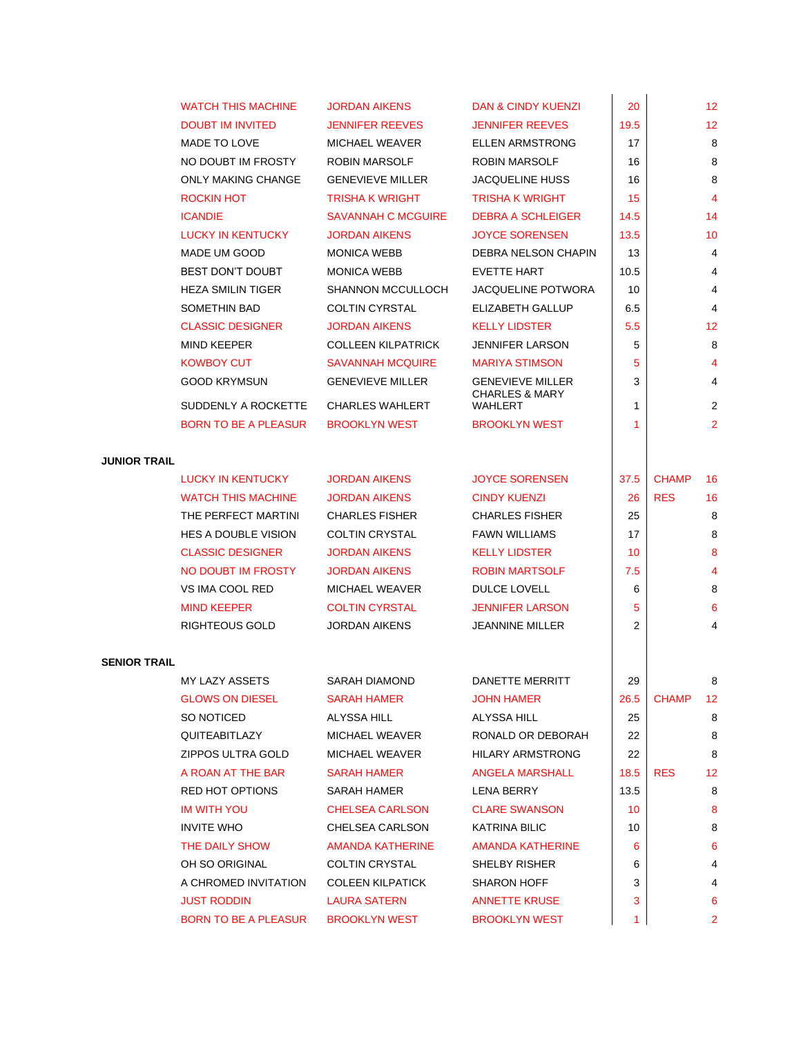| Horse | Rider | Owner | Points | Award | |
|---|---|---|---|---|---|
| WATCH THIS MACHINE | JORDAN AIKENS | DAN & CINDY KUENZI | 20 | | 12 |
| DOUBT IM INVITED | JENNIFER REEVES | JENNIFER REEVES | 19.5 | | 12 |
| MADE TO LOVE | MICHAEL WEAVER | ELLEN ARMSTRONG | 17 | | 8 |
| NO DOUBT IM FROSTY | ROBIN MARSOLF | ROBIN MARSOLF | 16 | | 8 |
| ONLY MAKING CHANGE | GENEVIEVE MILLER | JACQUELINE HUSS | 16 | | 8 |
| ROCKIN HOT | TRISHA K WRIGHT | TRISHA K WRIGHT | 15 | | 4 |
| ICANDIE | SAVANNAH C MCGUIRE | DEBRA A SCHLEIGER | 14.5 | | 14 |
| LUCKY IN KENTUCKY | JORDAN AIKENS | JOYCE SORENSEN | 13.5 | | 10 |
| MADE UM GOOD | MONICA WEBB | DEBRA NELSON CHAPIN | 13 | | 4 |
| BEST DON'T DOUBT | MONICA WEBB | EVETTE HART | 10.5 | | 4 |
| HEZA SMILIN TIGER | SHANNON MCCULLOCH | JACQUELINE POTWORA | 10 | | 4 |
| SOMETHIN BAD | COLTIN CYRSTAL | ELIZABETH GALLUP | 6.5 | | 4 |
| CLASSIC DESIGNER | JORDAN AIKENS | KELLY LIDSTER | 5.5 | | 12 |
| MIND KEEPER | COLLEEN KILPATRICK | JENNIFER LARSON | 5 | | 8 |
| KOWBOY CUT | SAVANNAH MCQUIRE | MARIYA STIMSON | 5 | | 4 |
| GOOD KRYMSUN | GENEVIEVE MILLER | GENEVIEVE MILLER | 3 | | 4 |
| SUDDENLY A ROCKETTE | CHARLES WAHLERT | CHARLES & MARY WAHLERT | 1 | | 2 |
| BORN TO BE A PLEASUR | BROOKLYN WEST | BROOKLYN WEST | 1 | | 2 |

**JUNIOR TRAIL**

| Horse | Rider | Owner | Points | Award | |
|---|---|---|---|---|---|
| LUCKY IN KENTUCKY | JORDAN AIKENS | JOYCE SORENSEN | 37.5 | CHAMP | 16 |
| WATCH THIS MACHINE | JORDAN AIKENS | CINDY KUENZI | 26 | RES | 16 |
| THE PERFECT MARTINI | CHARLES FISHER | CHARLES FISHER | 25 | | 8 |
| HES A DOUBLE VISION | COLTIN CRYSTAL | FAWN WILLIAMS | 17 | | 8 |
| CLASSIC DESIGNER | JORDAN AIKENS | KELLY LIDSTER | 10 | | 8 |
| NO DOUBT IM FROSTY | JORDAN AIKENS | ROBIN MARTSOLF | 7.5 | | 4 |
| VS IMA COOL RED | MICHAEL WEAVER | DULCE LOVELL | 6 | | 8 |
| MIND KEEPER | COLTIN CYRSTAL | JENNIFER LARSON | 5 | | 6 |
| RIGHTEOUS GOLD | JORDAN AIKENS | JEANNINE MILLER | 2 | | 4 |

**SENIOR TRAIL**

| Horse | Rider | Owner | Points | Award | |
|---|---|---|---|---|---|
| MY LAZY ASSETS | SARAH DIAMOND | DANETTE MERRITT | 29 | | 8 |
| GLOWS ON DIESEL | SARAH HAMER | JOHN HAMER | 26.5 | CHAMP | 12 |
| SO NOTICED | ALYSSA HILL | ALYSSA HILL | 25 | | 8 |
| QUITEABITLAZY | MICHAEL WEAVER | RONALD OR DEBORAH | 22 | | 8 |
| ZIPPOS ULTRA GOLD | MICHAEL WEAVER | HILARY ARMSTRONG | 22 | | 8 |
| A ROAN AT THE BAR | SARAH HAMER | ANGELA MARSHALL | 18.5 | RES | 12 |
| RED HOT OPTIONS | SARAH HAMER | LENA BERRY | 13.5 | | 8 |
| IM WITH YOU | CHELSEA CARLSON | CLARE SWANSON | 10 | | 8 |
| INVITE WHO | CHELSEA CARLSON | KATRINA BILIC | 10 | | 8 |
| THE DAILY SHOW | AMANDA KATHERINE | AMANDA KATHERINE | 6 | | 6 |
| OH SO ORIGINAL | COLTIN CRYSTAL | SHELBY RISHER | 6 | | 4 |
| A CHROMED INVITATION | COLEEN KILPATICK | SHARON HOFF | 3 | | 4 |
| JUST RODDIN | LAURA SATERN | ANNETTE KRUSE | 3 | | 6 |
| BORN TO BE A PLEASUR | BROOKLYN WEST | BROOKLYN WEST | 1 | | 2 |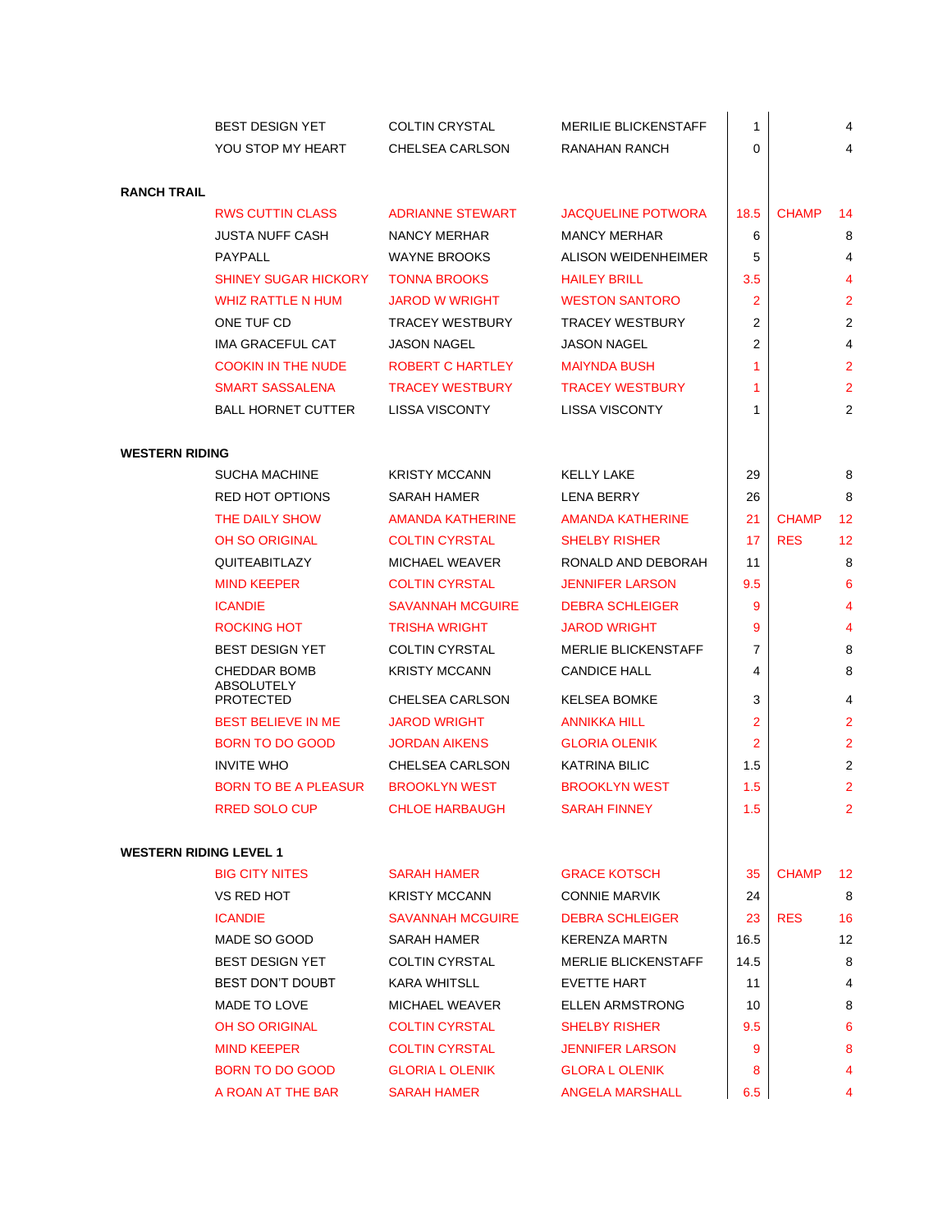| | | | | | |
|---|---|---|---|---|---|
| BEST DESIGN YET | COLTIN CRYSTAL | MERILIE BLICKENSTAFF | 1 | | 4 |
| YOU STOP MY HEART | CHELSEA CARLSON | RANAHAN RANCH | 0 | | 4 |

**RANCH TRAIL**

| | | | | | |
|---|---|---|---|---|---|
| RWS CUTTIN CLASS | ADRIANNE STEWART | JACQUELINE POTWORA | 18.5 | CHAMP | 14 |
| JUSTA NUFF CASH | NANCY MERHAR | MANCY MERHAR | 6 | | 8 |
| PAYPALL | WAYNE BROOKS | ALISON WEIDENHEIMER | 5 | | 4 |
| SHINEY SUGAR HICKORY | TONNA BROOKS | HAILEY BRILL | 3.5 | | 4 |
| WHIZ RATTLE N HUM | JAROD W WRIGHT | WESTON SANTORO | 2 | | 2 |
| ONE TUF CD | TRACEY WESTBURY | TRACEY WESTBURY | 2 | | 2 |
| IMA GRACEFUL CAT | JASON NAGEL | JASON NAGEL | 2 | | 4 |
| COOKIN IN THE NUDE | ROBERT C HARTLEY | MAIYNDA BUSH | 1 | | 2 |
| SMART SASSALENA | TRACEY WESTBURY | TRACEY WESTBURY | 1 | | 2 |
| BALL HORNET CUTTER | LISSA VISCONTY | LISSA VISCONTY | 1 | | 2 |

**WESTERN RIDING**

| | | | | | |
|---|---|---|---|---|---|
| SUCHA MACHINE | KRISTY MCCANN | KELLY LAKE | 29 | | 8 |
| RED HOT OPTIONS | SARAH HAMER | LENA BERRY | 26 | | 8 |
| THE DAILY SHOW | AMANDA KATHERINE | AMANDA KATHERINE | 21 | CHAMP | 12 |
| OH SO ORIGINAL | COLTIN CYRSTAL | SHELBY RISHER | 17 | RES | 12 |
| QUITEABITLAZY | MICHAEL WEAVER | RONALD AND DEBORAH | 11 | | 8 |
| MIND KEEPER | COLTIN CYRSTAL | JENNIFER LARSON | 9.5 | | 6 |
| ICANDIE | SAVANNAH MCGUIRE | DEBRA SCHLEIGER | 9 | | 4 |
| ROCKING HOT | TRISHA WRIGHT | JAROD WRIGHT | 9 | | 4 |
| BEST DESIGN YET | COLTIN CYRSTAL | MERLIE BLICKENSTAFF | 7 | | 8 |
| CHEDDAR BOMB | KRISTY MCCANN | CANDICE HALL | 4 | | 8 |
| ABSOLUTELY PROTECTED | CHELSEA CARLSON | KELSEA BOMKE | 3 | | 4 |
| BEST BELIEVE IN ME | JAROD WRIGHT | ANNIKKA HILL | 2 | | 2 |
| BORN TO DO GOOD | JORDAN AIKENS | GLORIA OLENIK | 2 | | 2 |
| INVITE WHO | CHELSEA CARLSON | KATRINA BILIC | 1.5 | | 2 |
| BORN TO BE A PLEASUR | BROOKLYN WEST | BROOKLYN WEST | 1.5 | | 2 |
| RRED SOLO CUP | CHLOE HARBAUGH | SARAH FINNEY | 1.5 | | 2 |

**WESTERN RIDING LEVEL 1**

| | | | | | |
|---|---|---|---|---|---|
| BIG CITY NITES | SARAH HAMER | GRACE KOTSCH | 35 | CHAMP | 12 |
| VS RED HOT | KRISTY MCCANN | CONNIE MARVIK | 24 | | 8 |
| ICANDIE | SAVANNAH MCGUIRE | DEBRA SCHLEIGER | 23 | RES | 16 |
| MADE SO GOOD | SARAH HAMER | KERENZA MARTN | 16.5 | | 12 |
| BEST DESIGN YET | COLTIN CYRSTAL | MERLIE BLICKENSTAFF | 14.5 | | 8 |
| BEST DON'T DOUBT | KARA WHITSLL | EVETTE HART | 11 | | 4 |
| MADE TO LOVE | MICHAEL WEAVER | ELLEN ARMSTRONG | 10 | | 8 |
| OH SO ORIGINAL | COLTIN CYRSTAL | SHELBY RISHER | 9.5 | | 6 |
| MIND KEEPER | COLTIN CYRSTAL | JENNIFER LARSON | 9 | | 8 |
| BORN TO DO GOOD | GLORIA L OLENIK | GLORA L OLENIK | 8 | | 4 |
| A ROAN AT THE BAR | SARAH HAMER | ANGELA MARSHALL | 6.5 | | 4 |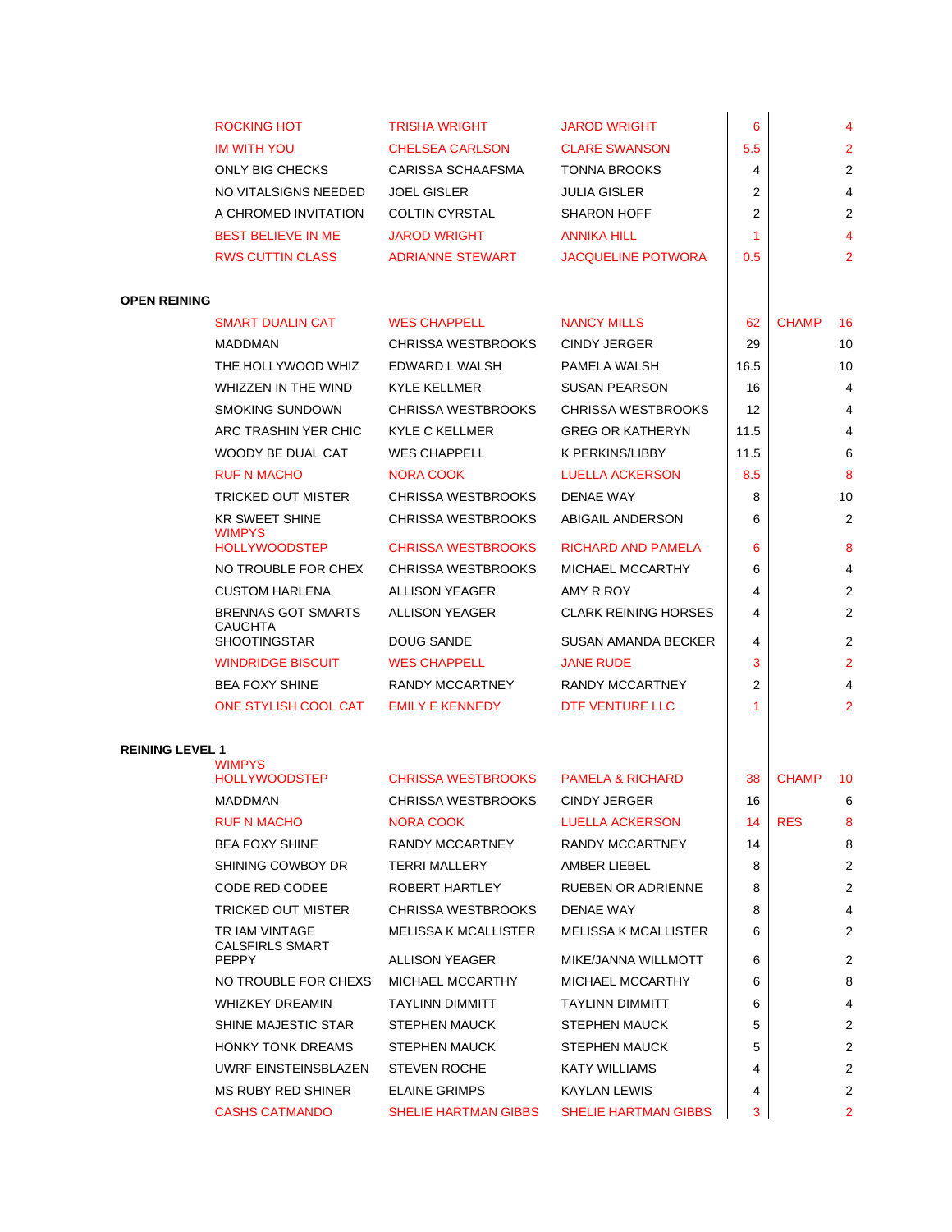| | | | | | |
|---|---|---|---|---|---|
| ROCKING HOT | TRISHA WRIGHT | JAROD WRIGHT | 6 | | 4 |
| IM WITH YOU | CHELSEA CARLSON | CLARE SWANSON | 5.5 | | 2 |
| ONLY BIG CHECKS | CARISSA SCHAAFSMA | TONNA BROOKS | 4 | | 2 |
| NO VITALSIGNS NEEDED | JOEL GISLER | JULIA GISLER | 2 | | 4 |
| A CHROMED INVITATION | COLTIN CYRSTAL | SHARON HOFF | 2 | | 2 |
| BEST BELIEVE IN ME | JAROD WRIGHT | ANNIKA HILL | 1 | | 4 |
| RWS CUTTIN CLASS | ADRIANNE STEWART | JACQUELINE POTWORA | 0.5 | | 2 |

**OPEN REINING**

| | | | | | |
|---|---|---|---|---|---|
| SMART DUALIN CAT | WES CHAPPELL | NANCY MILLS | 62 | CHAMP | 16 |
| MADDMAN | CHRISSA WESTBROOKS | CINDY JERGER | 29 | | 10 |
| THE HOLLYWOOD WHIZ | EDWARD L WALSH | PAMELA WALSH | 16.5 | | 10 |
| WHIZZEN IN THE WIND | KYLE KELLMER | SUSAN PEARSON | 16 | | 4 |
| SMOKING SUNDOWN | CHRISSA WESTBROOKS | CHRISSA WESTBROOKS | 12 | | 4 |
| ARC TRASHIN YER CHIC | KYLE C KELLMER | GREG OR KATHERYN | 11.5 | | 4 |
| WOODY BE DUAL CAT | WES CHAPPELL | K PERKINS/LIBBY | 11.5 | | 6 |
| RUF N MACHO | NORA COOK | LUELLA ACKERSON | 8.5 | | 8 |
| TRICKED OUT MISTER | CHRISSA WESTBROOKS | DENAE WAY | 8 | | 10 |
| KR SWEET SHINE | CHRISSA WESTBROOKS | ABIGAIL ANDERSON | 6 | | 2 |
| WIMPYS HOLLYWOODSTEP | CHRISSA WESTBROOKS | RICHARD AND PAMELA | 6 | | 8 |
| NO TROUBLE FOR CHEX | CHRISSA WESTBROOKS | MICHAEL MCCARTHY | 6 | | 4 |
| CUSTOM HARLENA | ALLISON YEAGER | AMY R ROY | 4 | | 2 |
| BRENNAS GOT SMARTS | ALLISON YEAGER | CLARK REINING HORSES | 4 | | 2 |
| CAUGHTA SHOOTINGSTAR | DOUG SANDE | SUSAN AMANDA BECKER | 4 | | 2 |
| WINDRIDGE BISCUIT | WES CHAPPELL | JANE RUDE | 3 | | 2 |
| BEA FOXY SHINE | RANDY MCCARTNEY | RANDY MCCARTNEY | 2 | | 4 |
| ONE STYLISH COOL CAT | EMILY E KENNEDY | DTF VENTURE LLC | 1 | | 2 |

**REINING LEVEL 1**

| | | | | | |
|---|---|---|---|---|---|
| WIMPYS HOLLYWOODSTEP | CHRISSA WESTBROOKS | PAMELA & RICHARD | 38 | CHAMP | 10 |
| MADDMAN | CHRISSA WESTBROOKS | CINDY JERGER | 16 | | 6 |
| RUF N MACHO | NORA COOK | LUELLA ACKERSON | 14 | RES | 8 |
| BEA FOXY SHINE | RANDY MCCARTNEY | RANDY MCCARTNEY | 14 | | 8 |
| SHINING COWBOY DR | TERRI MALLERY | AMBER LIEBEL | 8 | | 2 |
| CODE RED CODEE | ROBERT HARTLEY | RUEBEN OR ADRIENNE | 8 | | 2 |
| TRICKED OUT MISTER | CHRISSA WESTBROOKS | DENAE WAY | 8 | | 4 |
| TR IAM VINTAGE | MELISSA K MCALLISTER | MELISSA K MCALLISTER | 6 | | 2 |
| CALSFIRLS SMART PEPPY | ALLISON YEAGER | MIKE/JANNA WILLMOTT | 6 | | 2 |
| NO TROUBLE FOR CHEXS | MICHAEL MCCARTHY | MICHAEL MCCARTHY | 6 | | 8 |
| WHIZKEY DREAMIN | TAYLINN DIMMITT | TAYLINN DIMMITT | 6 | | 4 |
| SHINE MAJESTIC STAR | STEPHEN MAUCK | STEPHEN MAUCK | 5 | | 2 |
| HONKY TONK DREAMS | STEPHEN MAUCK | STEPHEN MAUCK | 5 | | 2 |
| UWRF EINSTEINSBLAZEN | STEVEN ROCHE | KATY WILLIAMS | 4 | | 2 |
| MS RUBY RED SHINER | ELAINE GRIMPS | KAYLAN LEWIS | 4 | | 2 |
| CASHS CATMANDO | SHELIE HARTMAN GIBBS | SHELIE HARTMAN GIBBS | 3 | | 2 |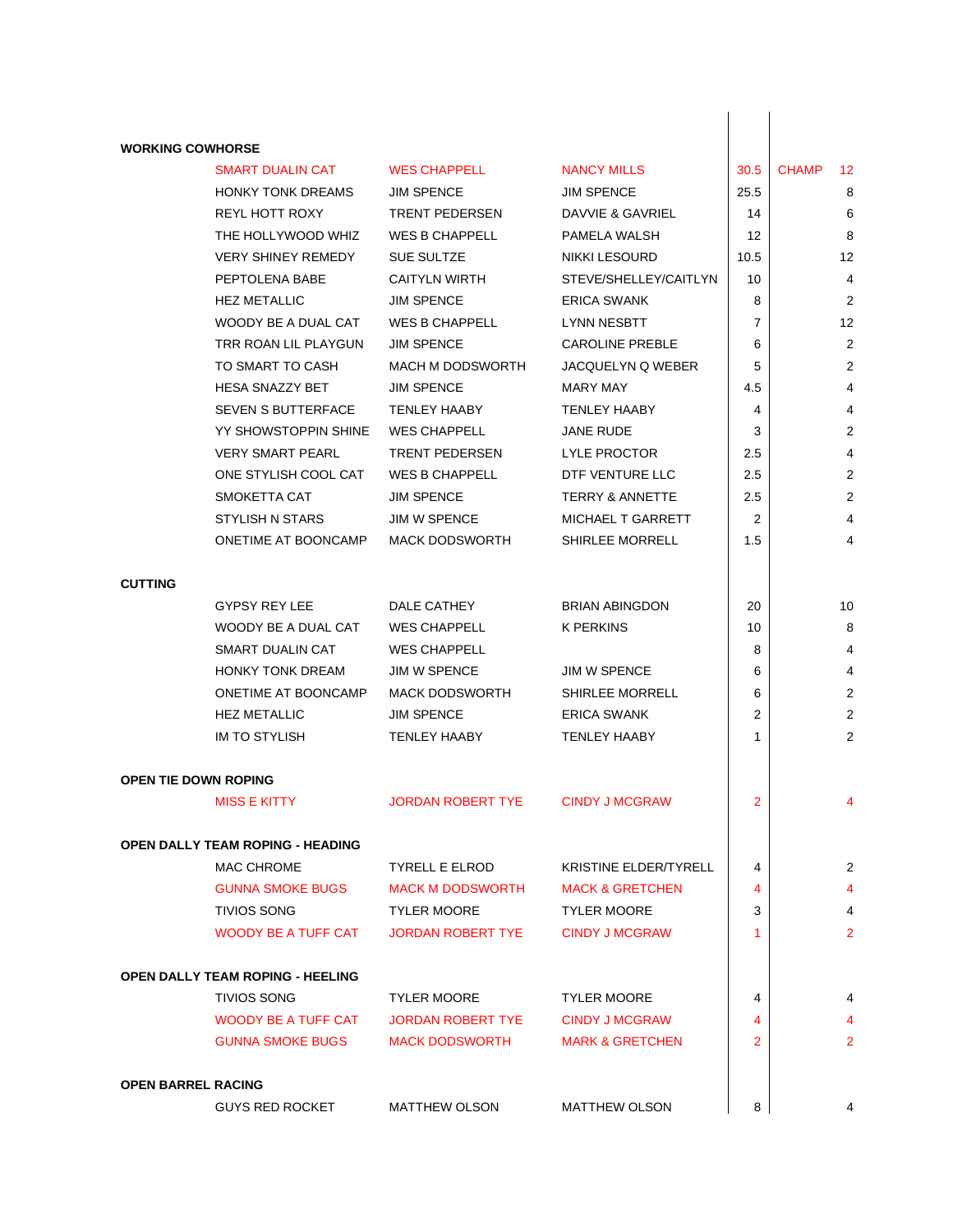**WORKING COWHORSE**

| Horse | Rider | Owner | Points | | |
|---|---|---|---|---|---|
| SMART DUALIN CAT | WES CHAPPELL | NANCY MILLS | 30.5 | CHAMP | 12 |
| HONKY TONK DREAMS | JIM SPENCE | JIM SPENCE | 25.5 | | 8 |
| REYL HOTT ROXY | TRENT PEDERSEN | DAVVIE & GAVRIEL | 14 | | 6 |
| THE HOLLYWOOD WHIZ | WES B CHAPPELL | PAMELA WALSH | 12 | | 8 |
| VERY SHINEY REMEDY | SUE SULTZE | NIKKI LESOURD | 10.5 | | 12 |
| PEPTOLENA BABE | CAITYLN WIRTH | STEVE/SHELLEY/CAITLYN | 10 | | 4 |
| HEZ METALLIC | JIM SPENCE | ERICA SWANK | 8 | | 2 |
| WOODY BE A DUAL CAT | WES B CHAPPELL | LYNN NESBTT | 7 | | 12 |
| TRR ROAN LIL PLAYGUN | JIM SPENCE | CAROLINE PREBLE | 6 | | 2 |
| TO SMART TO CASH | MACH M DODSWORTH | JACQUELYN Q WEBER | 5 | | 2 |
| HESA SNAZZY BET | JIM SPENCE | MARY MAY | 4.5 | | 4 |
| SEVEN S BUTTERFACE | TENLEY HAABY | TENLEY HAABY | 4 | | 4 |
| YY SHOWSTOPPIN SHINE | WES CHAPPELL | JANE RUDE | 3 | | 2 |
| VERY SMART PEARL | TRENT PEDERSEN | LYLE PROCTOR | 2.5 | | 4 |
| ONE STYLISH COOL CAT | WES B CHAPPELL | DTF VENTURE LLC | 2.5 | | 2 |
| SMOKETTA CAT | JIM SPENCE | TERRY & ANNETTE | 2.5 | | 2 |
| STYLISH N STARS | JIM W SPENCE | MICHAEL T GARRETT | 2 | | 4 |
| ONETIME AT BOONCAMP | MACK DODSWORTH | SHIRLEE MORRELL | 1.5 | | 4 |

**CUTTING**

| Horse | Rider | Owner | Points | | |
|---|---|---|---|---|---|
| GYPSY REY LEE | DALE CATHEY | BRIAN ABINGDON | 20 | | 10 |
| WOODY BE A DUAL CAT | WES CHAPPELL | K PERKINS | 10 | | 8 |
| SMART DUALIN CAT | WES CHAPPELL | | 8 | | 4 |
| HONKY TONK DREAM | JIM W SPENCE | JIM W SPENCE | 6 | | 4 |
| ONETIME AT BOONCAMP | MACK DODSWORTH | SHIRLEE MORRELL | 6 | | 2 |
| HEZ METALLIC | JIM SPENCE | ERICA SWANK | 2 | | 2 |
| IM TO STYLISH | TENLEY HAABY | TENLEY HAABY | 1 | | 2 |

**OPEN TIE DOWN ROPING**

| Horse | Rider | Owner | Points | | |
|---|---|---|---|---|---|
| MISS E KITTY | JORDAN ROBERT TYE | CINDY J MCGRAW | 2 | | 4 |

**OPEN DALLY TEAM ROPING - HEADING**

| Horse | Rider | Owner | Points | | |
|---|---|---|---|---|---|
| MAC CHROME | TYRELL E ELROD | KRISTINE ELDER/TYRELL | 4 | | 2 |
| GUNNA SMOKE BUGS | MACK M DODSWORTH | MACK & GRETCHEN | 4 | | 4 |
| TIVIOS SONG | TYLER MOORE | TYLER MOORE | 3 | | 4 |
| WOODY BE A TUFF CAT | JORDAN ROBERT TYE | CINDY J MCGRAW | 1 | | 2 |

**OPEN DALLY TEAM ROPING - HEELING**

| Horse | Rider | Owner | Points | | |
|---|---|---|---|---|---|
| TIVIOS SONG | TYLER MOORE | TYLER MOORE | 4 | | 4 |
| WOODY BE A TUFF CAT | JORDAN ROBERT TYE | CINDY J MCGRAW | 4 | | 4 |
| GUNNA SMOKE BUGS | MACK DODSWORTH | MARK & GRETCHEN | 2 | | 2 |

**OPEN BARREL RACING**

| Horse | Rider | Owner | Points | | |
|---|---|---|---|---|---|
| GUYS RED ROCKET | MATTHEW OLSON | MATTHEW OLSON | 8 | | 4 |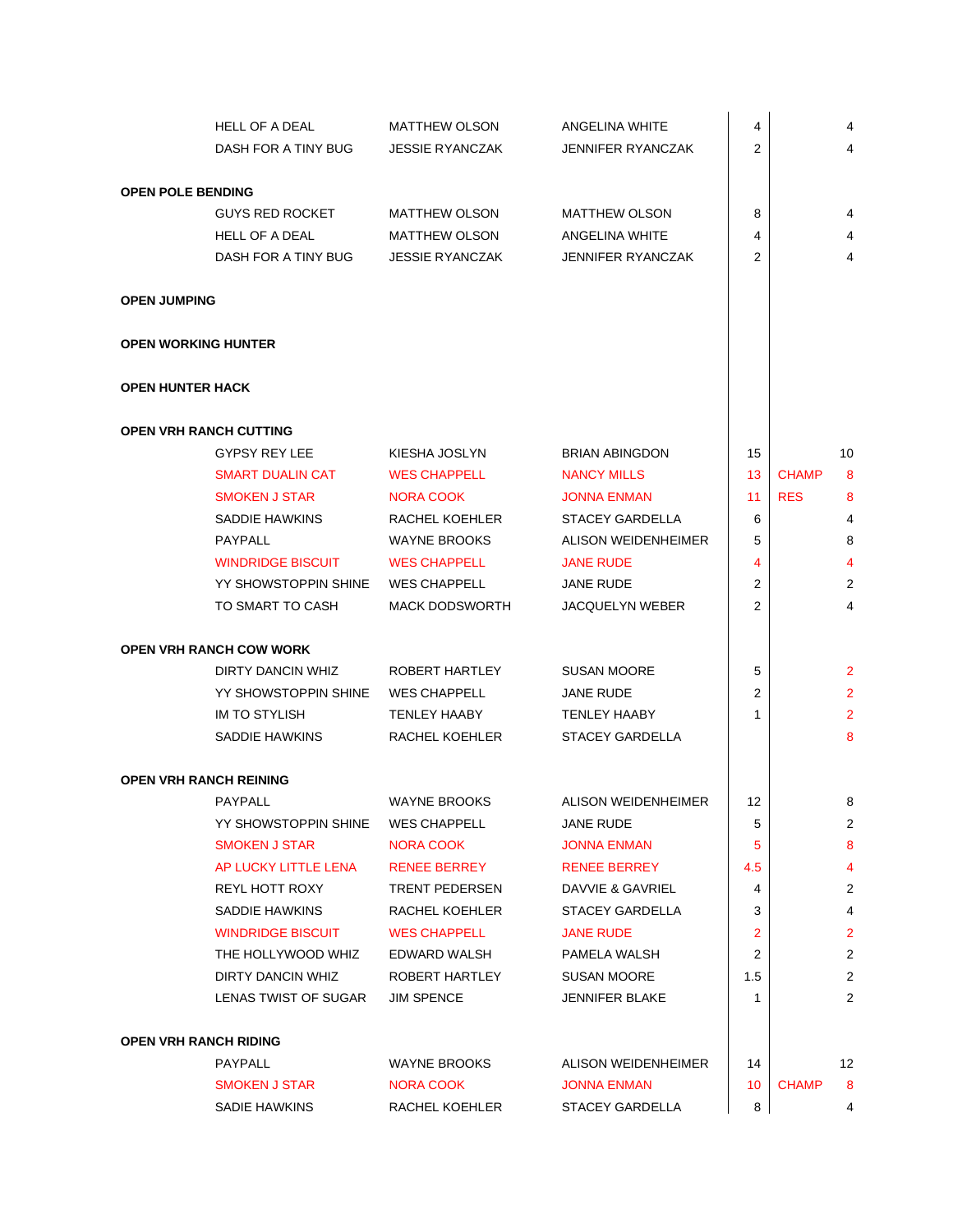| | Horse | Rider | Owner | Points | | |
|---|---|---|---|---|---|---|
| | HELL OF A DEAL | MATTHEW OLSON | ANGELINA WHITE | 4 | | 4 |
| | DASH FOR A TINY BUG | JESSIE RYANCZAK | JENNIFER RYANCZAK | 2 | | 4 |
| **OPEN POLE BENDING** | | | | | | |
| | GUYS RED ROCKET | MATTHEW OLSON | MATTHEW OLSON | 8 | | 4 |
| | HELL OF A DEAL | MATTHEW OLSON | ANGELINA WHITE | 4 | | 4 |
| | DASH FOR A TINY BUG | JESSIE RYANCZAK | JENNIFER RYANCZAK | 2 | | 4 |
| **OPEN JUMPING** | | | | | | |
| **OPEN WORKING HUNTER** | | | | | | |
| **OPEN HUNTER HACK** | | | | | | |
| **OPEN VRH RANCH CUTTING** | | | | | | |
| | GYPSY REY LEE | KIESHA JOSLYN | BRIAN ABINGDON | 15 | | 10 |
| | SMART DUALIN CAT | WES CHAPPELL | NANCY MILLS | 13 | CHAMP | 8 |
| | SMOKEN J STAR | NORA COOK | JONNA ENMAN | 11 | RES | 8 |
| | SADDIE HAWKINS | RACHEL KOEHLER | STACEY GARDELLA | 6 | | 4 |
| | PAYPALL | WAYNE BROOKS | ALISON WEIDENHEIMER | 5 | | 8 |
| | WINDRIDGE BISCUIT | WES CHAPPELL | JANE RUDE | 4 | | 4 |
| | YY SHOWSTOPPIN SHINE | WES CHAPPELL | JANE RUDE | 2 | | 2 |
| | TO SMART TO CASH | MACK DODSWORTH | JACQUELYN WEBER | 2 | | 4 |
| **OPEN VRH RANCH COW WORK** | | | | | | |
| | DIRTY DANCIN WHIZ | ROBERT HARTLEY | SUSAN MOORE | 5 | | 2 |
| | YY SHOWSTOPPIN SHINE | WES CHAPPELL | JANE RUDE | 2 | | 2 |
| | IM TO STYLISH | TENLEY HAABY | TENLEY HAABY | 1 | | 2 |
| | SADDIE HAWKINS | RACHEL KOEHLER | STACEY GARDELLA | | | 8 |
| **OPEN VRH RANCH REINING** | | | | | | |
| | PAYPALL | WAYNE BROOKS | ALISON WEIDENHEIMER | 12 | | 8 |
| | YY SHOWSTOPPIN SHINE | WES CHAPPELL | JANE RUDE | 5 | | 2 |
| | SMOKEN J STAR | NORA COOK | JONNA ENMAN | 5 | | 8 |
| | AP LUCKY LITTLE LENA | RENEE BERREY | RENEE BERREY | 4.5 | | 4 |
| | REYL HOTT ROXY | TRENT PEDERSEN | DAVVIE & GAVRIEL | 4 | | 2 |
| | SADDIE HAWKINS | RACHEL KOEHLER | STACEY GARDELLA | 3 | | 4 |
| | WINDRIDGE BISCUIT | WES CHAPPELL | JANE RUDE | 2 | | 2 |
| | THE HOLLYWOOD WHIZ | EDWARD WALSH | PAMELA WALSH | 2 | | 2 |
| | DIRTY DANCIN WHIZ | ROBERT HARTLEY | SUSAN MOORE | 1.5 | | 2 |
| | LENAS TWIST OF SUGAR | JIM SPENCE | JENNIFER BLAKE | 1 | | 2 |
| **OPEN VRH RANCH RIDING** | | | | | | |
| | PAYPALL | WAYNE BROOKS | ALISON WEIDENHEIMER | 14 | | 12 |
| | SMOKEN J STAR | NORA COOK | JONNA ENMAN | 10 | CHAMP | 8 |
| | SADIE HAWKINS | RACHEL KOEHLER | STACEY GARDELLA | 8 | | 4 |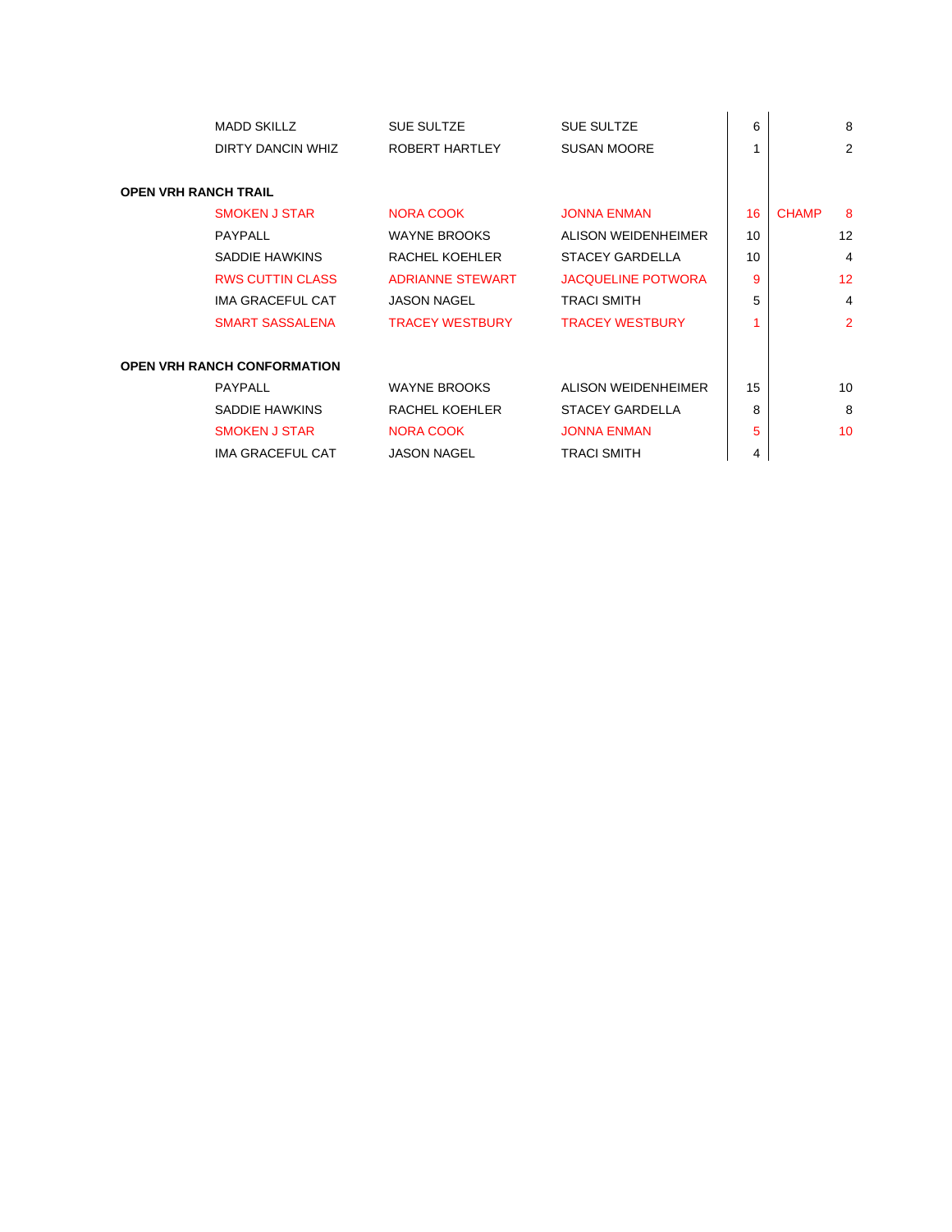| | | | | | |
|---|---|---|---|---|---|
| MADD SKILLZ | SUE SULTZE | SUE SULTZE | 6 | | 8 |
| DIRTY DANCIN WHIZ | ROBERT HARTLEY | SUSAN MOORE | 1 | | 2 |

**OPEN VRH RANCH TRAIL**

| | | | | | |
|---|---|---|---|---|---|
| SMOKEN J STAR | NORA COOK | JONNA ENMAN | 16 | CHAMP | 8 |
| PAYPALL | WAYNE BROOKS | ALISON WEIDENHEIMER | 10 | | 12 |
| SADDIE HAWKINS | RACHEL KOEHLER | STACEY GARDELLA | 10 | | 4 |
| RWS CUTTIN CLASS | ADRIANNE STEWART | JACQUELINE POTWORA | 9 | | 12 |
| IMA GRACEFUL CAT | JASON NAGEL | TRACI SMITH | 5 | | 4 |
| SMART SASSALENA | TRACEY WESTBURY | TRACEY WESTBURY | 1 | | 2 |

**OPEN VRH RANCH CONFORMATION**

| | | | | | |
|---|---|---|---|---|---|
| PAYPALL | WAYNE BROOKS | ALISON WEIDENHEIMER | 15 | | 10 |
| SADDIE HAWKINS | RACHEL KOEHLER | STACEY GARDELLA | 8 | | 8 |
| SMOKEN J STAR | NORA COOK | JONNA ENMAN | 5 | | 10 |
| IMA GRACEFUL CAT | JASON NAGEL | TRACI SMITH | 4 | | |